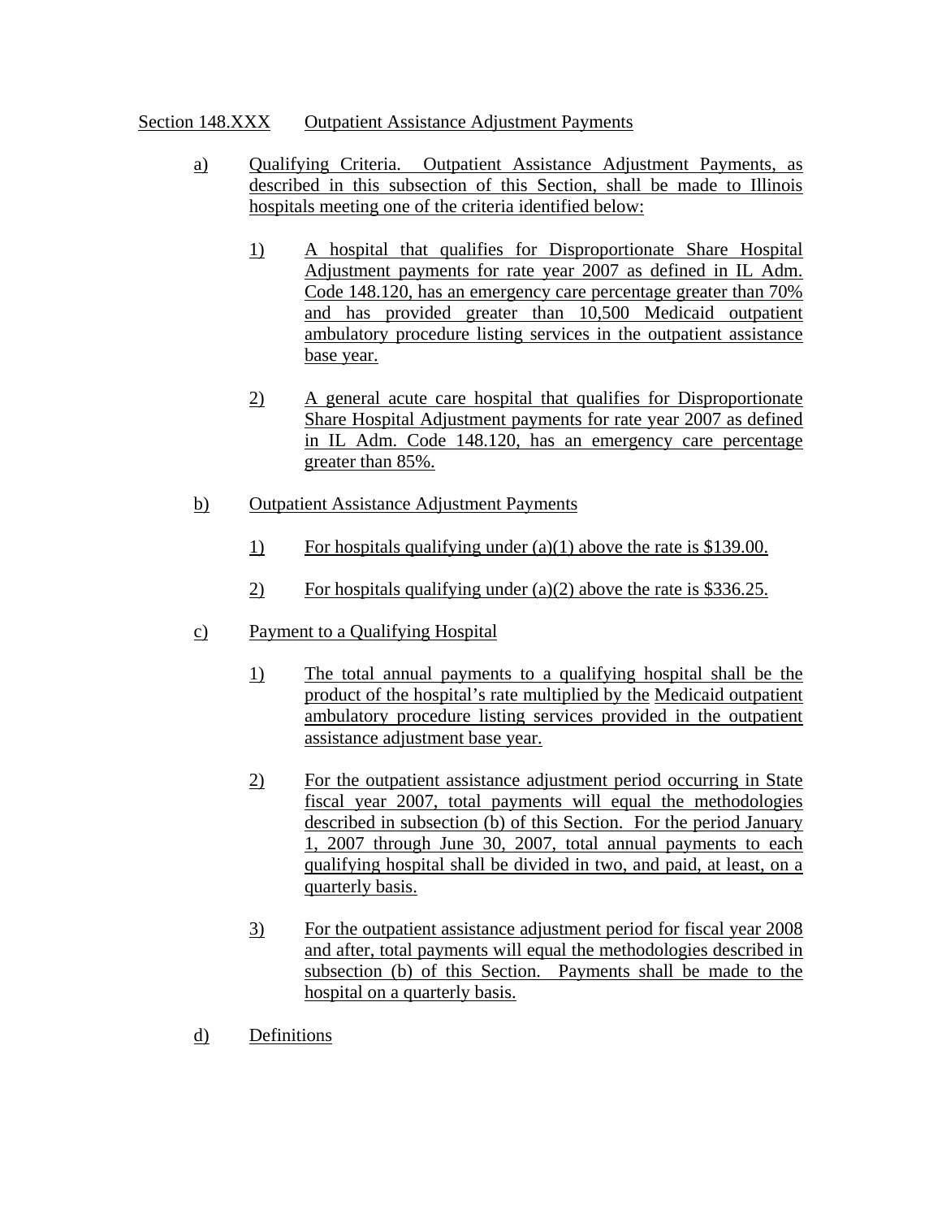Section 148.XXX Outpatient Assistance Adjustment Payments

a) Qualifying Criteria. Outpatient Assistance Adjustment Payments, as described in this subsection of this Section, shall be made to Illinois hospitals meeting one of the criteria identified below:

   1) A hospital that qualifies for Disproportionate Share Hospital Adjustment payments for rate year 2007 as defined in IL Adm. Code 148.120, has an emergency care percentage greater than 70% and has provided greater than 10,500 Medicaid outpatient ambulatory procedure listing services in the outpatient assistance base year.

   2) A general acute care hospital that qualifies for Disproportionate Share Hospital Adjustment payments for rate year 2007 as defined in IL Adm. Code 148.120, has an emergency care percentage greater than 85%.

b) Outpatient Assistance Adjustment Payments

   1) For hospitals qualifying under (a)(1) above the rate is $139.00.

   2) For hospitals qualifying under (a)(2) above the rate is $336.25.

c) Payment to a Qualifying Hospital

   1) The total annual payments to a qualifying hospital shall be the product of the hospital's rate multiplied by the Medicaid outpatient ambulatory procedure listing services provided in the outpatient assistance adjustment base year.

   2) For the outpatient assistance adjustment period occurring in State fiscal year 2007, total payments will equal the methodologies described in subsection (b) of this Section. For the period January 1, 2007 through June 30, 2007, total annual payments to each qualifying hospital shall be divided in two, and paid, at least, on a quarterly basis.

   3) For the outpatient assistance adjustment period for fiscal year 2008 and after, total payments will equal the methodologies described in subsection (b) of this Section. Payments shall be made to the hospital on a quarterly basis.

d) Definitions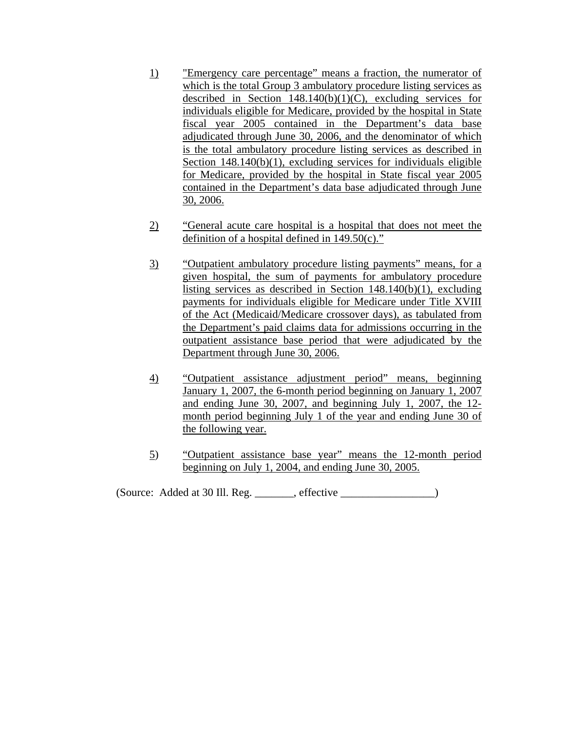1) "Emergency care percentage" means a fraction, the numerator of which is the total Group 3 ambulatory procedure listing services as described in Section 148.140(b)(1)(C), excluding services for individuals eligible for Medicare, provided by the hospital in State fiscal year 2005 contained in the Department's data base adjudicated through June 30, 2006, and the denominator of which is the total ambulatory procedure listing services as described in Section 148.140(b)(1), excluding services for individuals eligible for Medicare, provided by the hospital in State fiscal year 2005 contained in the Department's data base adjudicated through June 30, 2006.

2) "General acute care hospital is a hospital that does not meet the definition of a hospital defined in 149.50(c)."

3) "Outpatient ambulatory procedure listing payments" means, for a given hospital, the sum of payments for ambulatory procedure listing services as described in Section 148.140(b)(1), excluding payments for individuals eligible for Medicare under Title XVIII of the Act (Medicaid/Medicare crossover days), as tabulated from the Department's paid claims data for admissions occurring in the outpatient assistance base period that were adjudicated by the Department through June 30, 2006.

4) "Outpatient assistance adjustment period" means, beginning January 1, 2007, the 6-month period beginning on January 1, 2007 and ending June 30, 2007, and beginning July 1, 2007, the 12-month period beginning July 1 of the year and ending June 30 of the following year.

5) "Outpatient assistance base year" means the 12-month period beginning on July 1, 2004, and ending June 30, 2005.

(Source: Added at 30 Ill. Reg. _______, effective ________________)